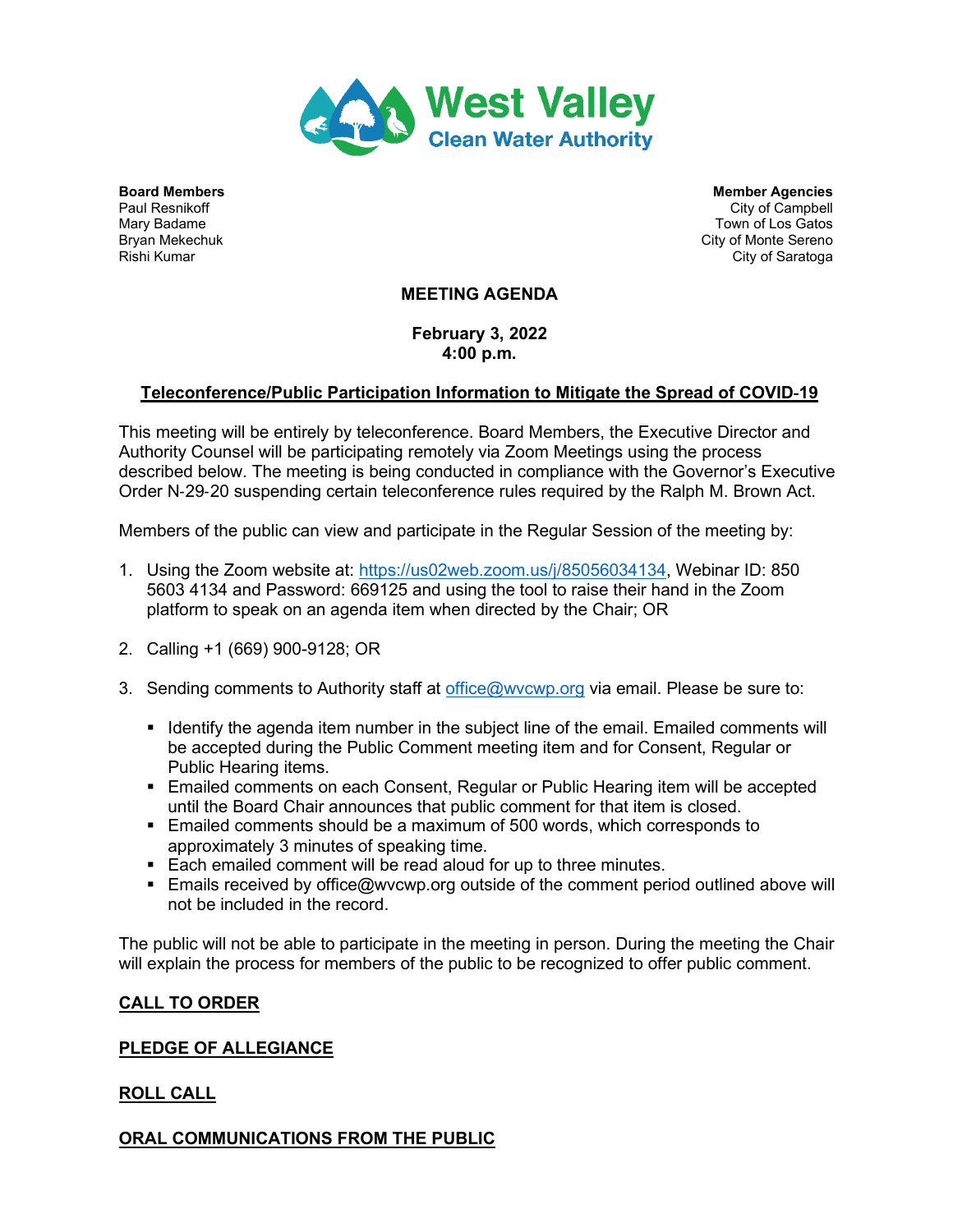# West Valley Clean Water Authority

**Board Members**
Paul Resnikoff
Mary Badame
Bryan Mekechuk
Rishi Kumar

**Member Agencies**
City of Campbell
Town of Los Gatos
City of Monte Sereno
City of Saratoga

## MEETING AGENDA

**February 3, 2022**
**4:00 p.m.**

**Teleconference/Public Participation Information to Mitigate the Spread of COVID-19**

This meeting will be entirely by teleconference. Board Members, the Executive Director and Authority Counsel will be participating remotely via Zoom Meetings using the process described below. The meeting is being conducted in compliance with the Governor's Executive Order N-29-20 suspending certain teleconference rules required by the Ralph M. Brown Act.

Members of the public can view and participate in the Regular Session of the meeting by:

1. Using the Zoom website at: https://us02web.zoom.us/j/85056034134, Webinar ID: 850 5603 4134 and Password: 669125 and using the tool to raise their hand in the Zoom platform to speak on an agenda item when directed by the Chair; OR

2. Calling +1 (669) 900-9128; OR

3. Sending comments to Authority staff at office@wvcwp.org via email. Please be sure to:

   - Identify the agenda item number in the subject line of the email. Emailed comments will be accepted during the Public Comment meeting item and for Consent, Regular or Public Hearing items.
   - Emailed comments on each Consent, Regular or Public Hearing item will be accepted until the Board Chair announces that public comment for that item is closed.
   - Emailed comments should be a maximum of 500 words, which corresponds to approximately 3 minutes of speaking time.
   - Each emailed comment will be read aloud for up to three minutes.
   - Emails received by office@wvcwp.org outside of the comment period outlined above will not be included in the record.

The public will not be able to participate in the meeting in person. During the meeting the Chair will explain the process for members of the public to be recognized to offer public comment.

**CALL TO ORDER**

**PLEDGE OF ALLEGIANCE**

**ROLL CALL**

**ORAL COMMUNICATIONS FROM THE PUBLIC**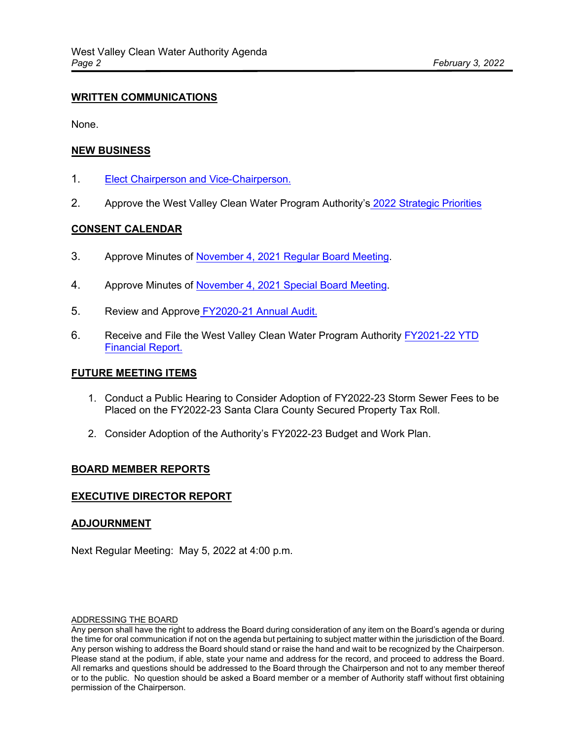## WRITTEN COMMUNICATIONS

None.

## NEW BUSINESS

1. Elect Chairperson and Vice-Chairperson.

2. Approve the West Valley Clean Water Program Authority's 2022 Strategic Priorities

## CONSENT CALENDAR

3. Approve Minutes of November 4, 2021 Regular Board Meeting.

4. Approve Minutes of November 4, 2021 Special Board Meeting.

5. Review and Approve FY2020-21 Annual Audit.

6. Receive and File the West Valley Clean Water Program Authority FY2021-22 YTD Financial Report.

## FUTURE MEETING ITEMS

1. Conduct a Public Hearing to Consider Adoption of FY2022-23 Storm Sewer Fees to be Placed on the FY2022-23 Santa Clara County Secured Property Tax Roll.

2. Consider Adoption of the Authority's FY2022-23 Budget and Work Plan.

## BOARD MEMBER REPORTS

## EXECUTIVE DIRECTOR REPORT

## ADJOURNMENT

Next Regular Meeting: May 5, 2022 at 4:00 p.m.

ADDRESSING THE BOARD

Any person shall have the right to address the Board during consideration of any item on the Board's agenda or during the time for oral communication if not on the agenda but pertaining to subject matter within the jurisdiction of the Board. Any person wishing to address the Board should stand or raise the hand and wait to be recognized by the Chairperson. Please stand at the podium, if able, state your name and address for the record, and proceed to address the Board. All remarks and questions should be addressed to the Board through the Chairperson and not to any member thereof or to the public. No question should be asked a Board member or a member of Authority staff without first obtaining permission of the Chairperson.